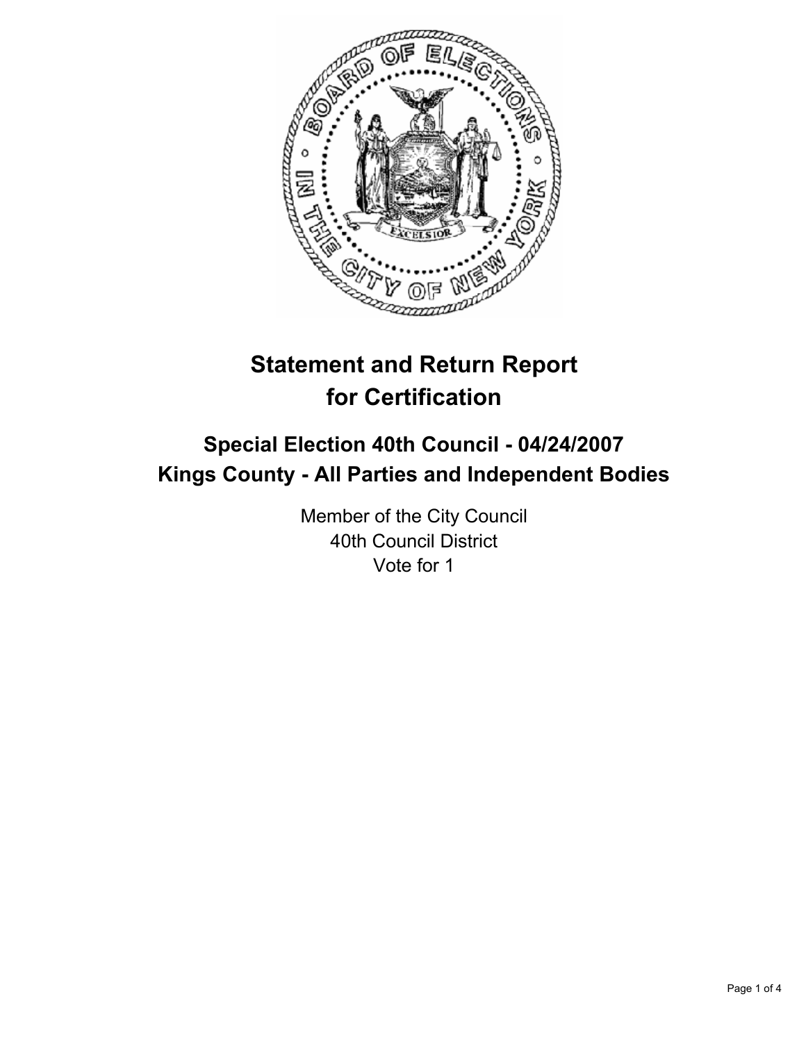# Statement and Return Report for Certification

## Special Election 40th Council - 04/24/2007
## Kings County - All Parties and Independent Bodies

Member of the City Council
40th Council District
Vote for 1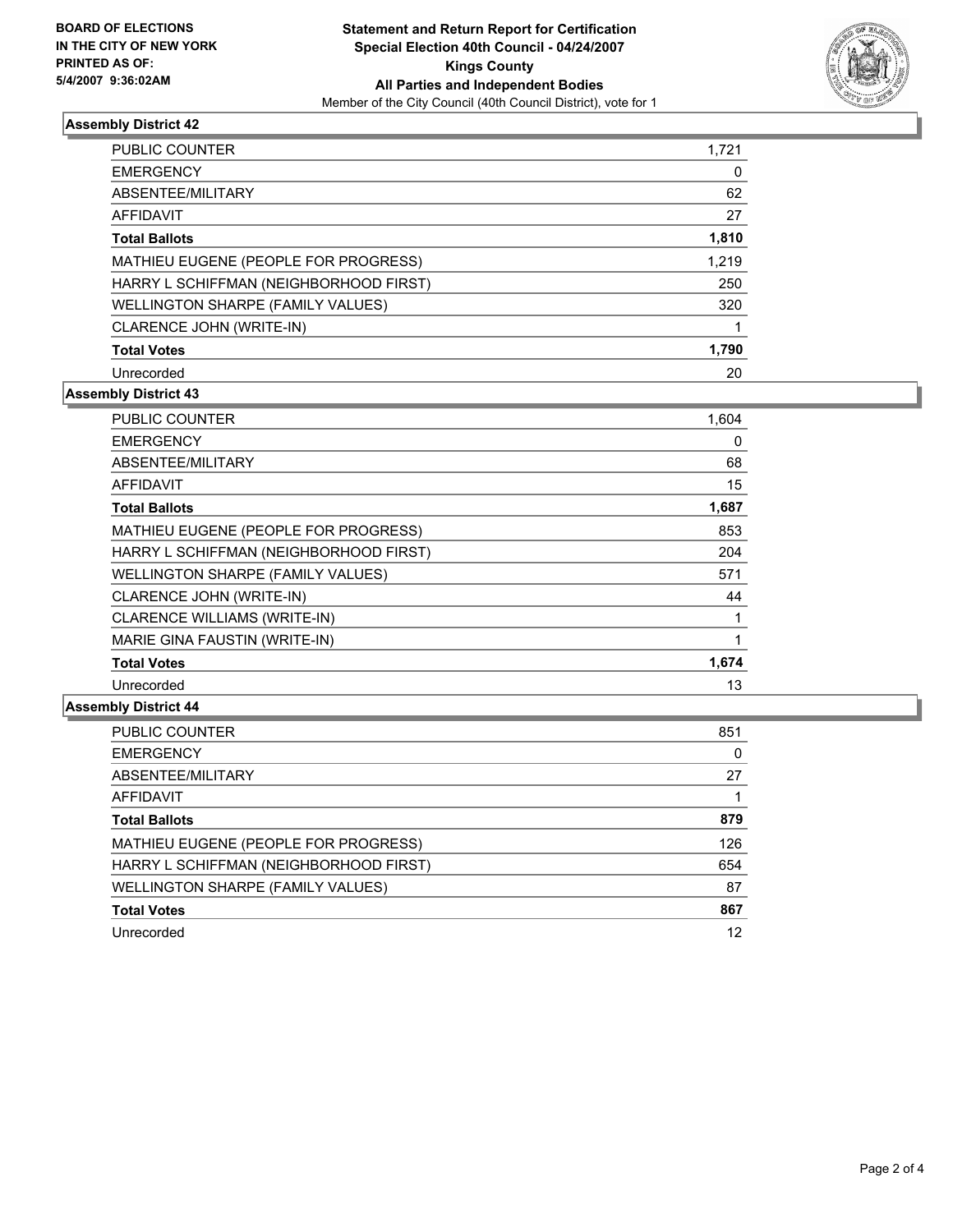**BOARD OF ELECTIONS IN THE CITY OF NEW YORK PRINTED AS OF: 5/4/2007 9:36:02AM**

# Statement and Return Report for Certification
## Special Election 40th Council - 04/24/2007
## Kings County
## All Parties and Independent Bodies

Member of the City Council (40th Council District), vote for 1

### Assembly District 42

| | |
|---|---|
| PUBLIC COUNTER | 1,721 |
| EMERGENCY | 0 |
| ABSENTEE/MILITARY | 62 |
| AFFIDAVIT | 27 |
| **Total Ballots** | **1,810** |
| MATHIEU EUGENE (PEOPLE FOR PROGRESS) | 1,219 |
| HARRY L SCHIFFMAN (NEIGHBORHOOD FIRST) | 250 |
| WELLINGTON SHARPE (FAMILY VALUES) | 320 |
| CLARENCE JOHN (WRITE-IN) | 1 |
| **Total Votes** | **1,790** |
| Unrecorded | 20 |

### Assembly District 43

| | |
|---|---|
| PUBLIC COUNTER | 1,604 |
| EMERGENCY | 0 |
| ABSENTEE/MILITARY | 68 |
| AFFIDAVIT | 15 |
| **Total Ballots** | **1,687** |
| MATHIEU EUGENE (PEOPLE FOR PROGRESS) | 853 |
| HARRY L SCHIFFMAN (NEIGHBORHOOD FIRST) | 204 |
| WELLINGTON SHARPE (FAMILY VALUES) | 571 |
| CLARENCE JOHN (WRITE-IN) | 44 |
| CLARENCE WILLIAMS (WRITE-IN) | 1 |
| MARIE GINA FAUSTIN (WRITE-IN) | 1 |
| **Total Votes** | **1,674** |
| Unrecorded | 13 |

### Assembly District 44

| | |
|---|---|
| PUBLIC COUNTER | 851 |
| EMERGENCY | 0 |
| ABSENTEE/MILITARY | 27 |
| AFFIDAVIT | 1 |
| **Total Ballots** | **879** |
| MATHIEU EUGENE (PEOPLE FOR PROGRESS) | 126 |
| HARRY L SCHIFFMAN (NEIGHBORHOOD FIRST) | 654 |
| WELLINGTON SHARPE (FAMILY VALUES) | 87 |
| **Total Votes** | **867** |
| Unrecorded | 12 |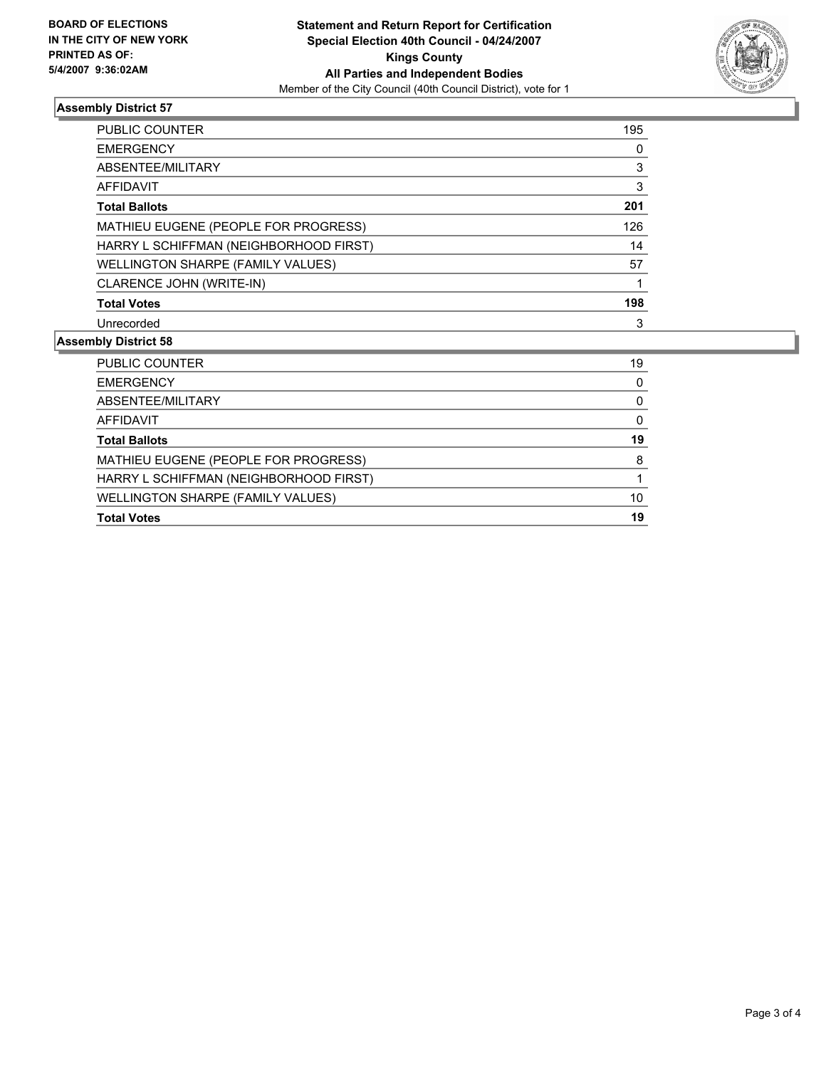**BOARD OF ELECTIONS IN THE CITY OF NEW YORK**
**PRINTED AS OF: 5/4/2007 9:36:02AM**

**Statement and Return Report for Certification**
**Special Election 40th Council - 04/24/2007**
**Kings County**
**All Parties and Independent Bodies**
Member of the City Council (40th Council District), vote for 1

### Assembly District 57

| | |
|---|---|
| PUBLIC COUNTER | 195 |
| EMERGENCY | 0 |
| ABSENTEE/MILITARY | 3 |
| AFFIDAVIT | 3 |
| **Total Ballots** | **201** |
| MATHIEU EUGENE (PEOPLE FOR PROGRESS) | 126 |
| HARRY L SCHIFFMAN (NEIGHBORHOOD FIRST) | 14 |
| WELLINGTON SHARPE (FAMILY VALUES) | 57 |
| CLARENCE JOHN (WRITE-IN) | 1 |
| **Total Votes** | **198** |
| Unrecorded | 3 |

### Assembly District 58

| | |
|---|---|
| PUBLIC COUNTER | 19 |
| EMERGENCY | 0 |
| ABSENTEE/MILITARY | 0 |
| AFFIDAVIT | 0 |
| **Total Ballots** | **19** |
| MATHIEU EUGENE (PEOPLE FOR PROGRESS) | 8 |
| HARRY L SCHIFFMAN (NEIGHBORHOOD FIRST) | 1 |
| WELLINGTON SHARPE (FAMILY VALUES) | 10 |
| **Total Votes** | **19** |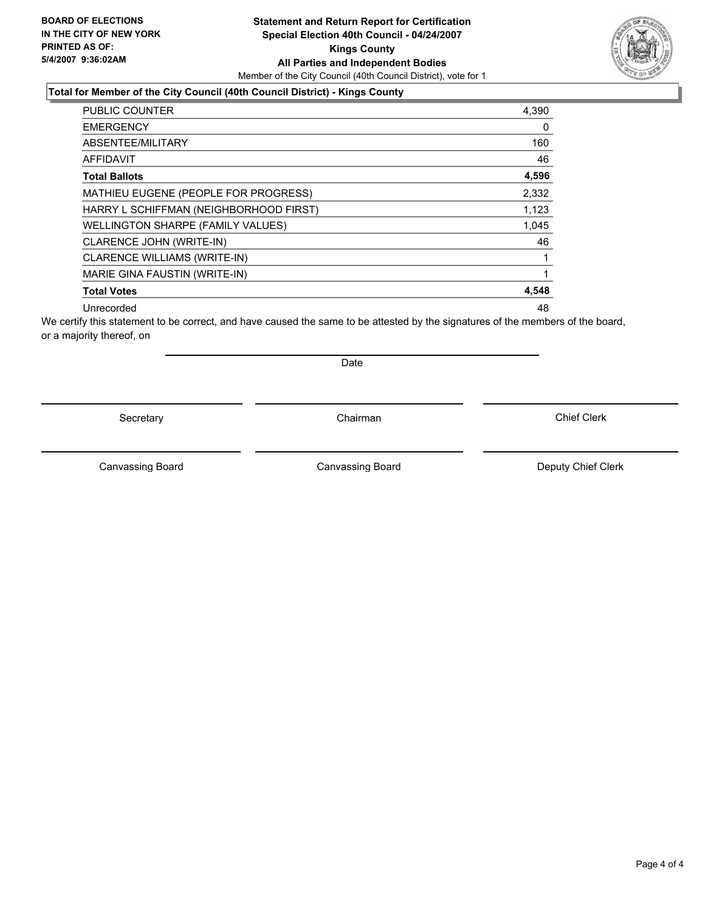**BOARD OF ELECTIONS IN THE CITY OF NEW YORK PRINTED AS OF: 5/4/2007 9:36:02AM**

**Statement and Return Report for Certification**
**Special Election 40th Council - 04/24/2007**
**Kings County**
**All Parties and Independent Bodies**
Member of the City Council (40th Council District), vote for 1

### Total for Member of the City Council (40th Council District) - Kings County

| | |
|---|---|
| PUBLIC COUNTER | 4,390 |
| EMERGENCY | 0 |
| ABSENTEE/MILITARY | 160 |
| AFFIDAVIT | 46 |
| **Total Ballots** | **4,596** |
| MATHIEU EUGENE (PEOPLE FOR PROGRESS) | 2,332 |
| HARRY L SCHIFFMAN (NEIGHBORHOOD FIRST) | 1,123 |
| WELLINGTON SHARPE (FAMILY VALUES) | 1,045 |
| CLARENCE JOHN (WRITE-IN) | 46 |
| CLARENCE WILLIAMS (WRITE-IN) | 1 |
| MARIE GINA FAUSTIN (WRITE-IN) | 1 |
| **Total Votes** | **4,548** |
| Unrecorded | 48 |

We certify this statement to be correct, and have caused the same to be attested by the signatures of the members of the board, or a majority thereof, on

Date

Secretary — Chairman — Chief Clerk

Canvassing Board — Canvassing Board — Deputy Chief Clerk